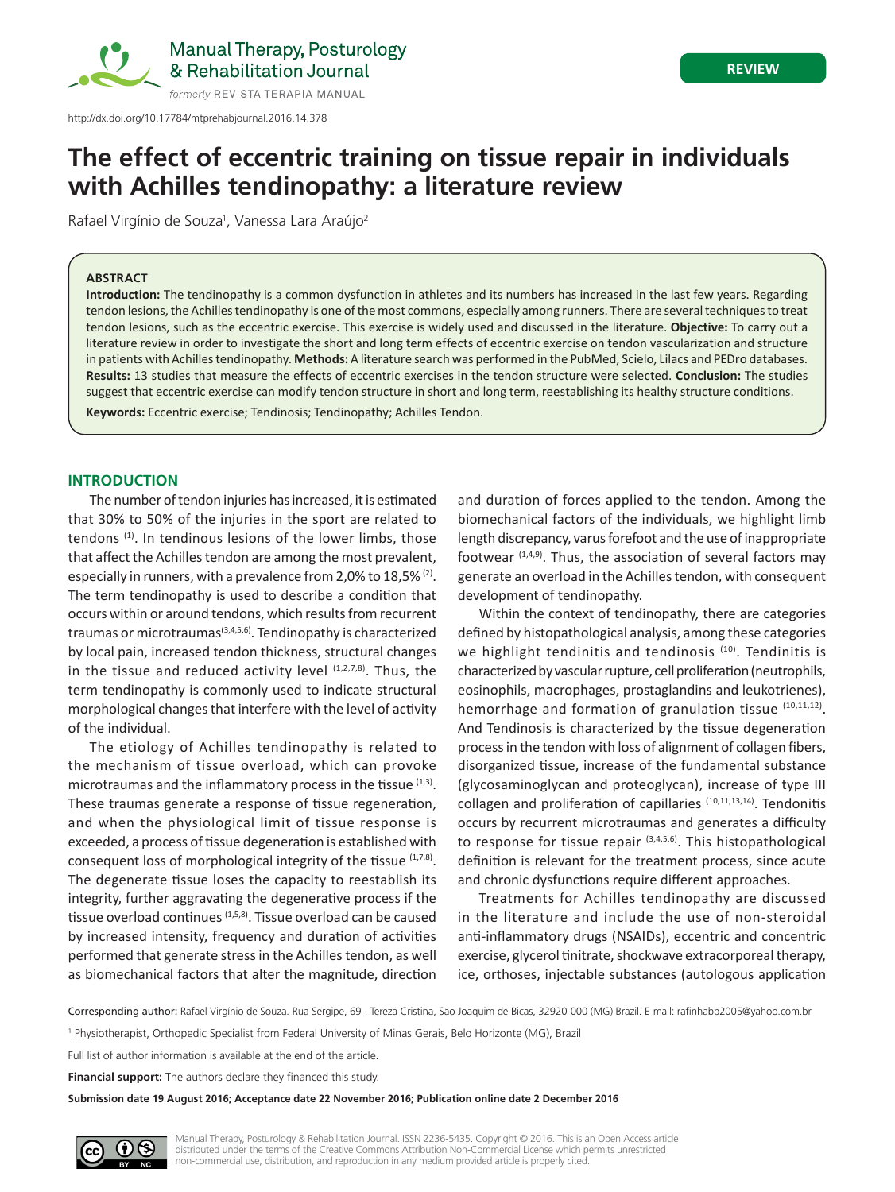http://dx.doi.org/10.17784/mtprehabjournal.2016.14.378

REVIEW

# The effect of eccentric training on tissue repair in individuals with Achilles tendinopathy: a literature review

Rafael Virgínio de Souza[1], Vanessa Lara Araújo[2]

## ABSTRACT

**Introduction:** The tendinopathy is a common dysfunction in athletes and its numbers has increased in the last few years. Regarding tendon lesions, the Achilles tendinopathy is one of the most commons, especially among runners. There are several techniques to treat tendon lesions, such as the eccentric exercise. This exercise is widely used and discussed in the literature. **Objective:** To carry out a literature review in order to investigate the short and long term effects of eccentric exercise on tendon vascularization and structure in patients with Achilles tendinopathy. **Methods:** A literature search was performed in the PubMed, Scielo, Lilacs and PEDro databases. **Results:** 13 studies that measure the effects of eccentric exercises in the tendon structure were selected. **Conclusion:** The studies suggest that eccentric exercise can modify tendon structure in short and long term, reestablishing its healthy structure conditions.

**Keywords:** Eccentric exercise; Tendinosis; Tendinopathy; Achilles Tendon.

## INTRODUCTION

The number of tendon injuries has increased, it is estimated that 30% to 50% of the injuries in the sport are related to tendons [1]. In tendinous lesions of the lower limbs, those that affect the Achilles tendon are among the most prevalent, especially in runners, with a prevalence from 2,0% to 18,5% [2]. The term tendinopathy is used to describe a condition that occurs within or around tendons, which results from recurrent traumas or microtraumas[3,4,5,6]. Tendinopathy is characterized by local pain, increased tendon thickness, structural changes in the tissue and reduced activity level [1,2,7,8]. Thus, the term tendinopathy is commonly used to indicate structural morphological changes that interfere with the level of activity of the individual.

The etiology of Achilles tendinopathy is related to the mechanism of tissue overload, which can provoke microtraumas and the inflammatory process in the tissue [1,3]. These traumas generate a response of tissue regeneration, and when the physiological limit of tissue response is exceeded, a process of tissue degeneration is established with consequent loss of morphological integrity of the tissue [1,7,8]. The degenerate tissue loses the capacity to reestablish its integrity, further aggravating the degenerative process if the tissue overload continues [1,5,8]. Tissue overload can be caused by increased intensity, frequency and duration of activities performed that generate stress in the Achilles tendon, as well as biomechanical factors that alter the magnitude, direction and duration of forces applied to the tendon. Among the biomechanical factors of the individuals, we highlight limb length discrepancy, varus forefoot and the use of inappropriate footwear [1,4,9]. Thus, the association of several factors may generate an overload in the Achilles tendon, with consequent development of tendinopathy.

Within the context of tendinopathy, there are categories defined by histopathological analysis, among these categories we highlight tendinitis and tendinosis [10]. Tendinitis is characterized by vascular rupture, cell proliferation (neutrophils, eosinophils, macrophages, prostaglandins and leukotrienes), hemorrhage and formation of granulation tissue [10,11,12]. And Tendinosis is characterized by the tissue degeneration process in the tendon with loss of alignment of collagen fibers, disorganized tissue, increase of the fundamental substance (glycosaminoglycan and proteoglycan), increase of type III collagen and proliferation of capillaries [10,11,13,14]. Tendonitis occurs by recurrent microtraumas and generates a difficulty to response for tissue repair [3,4,5,6]. This histopathological definition is relevant for the treatment process, since acute and chronic dysfunctions require different approaches.

Treatments for Achilles tendinopathy are discussed in the literature and include the use of non-steroidal anti-inflammatory drugs (NSAIDs), eccentric and concentric exercise, glycerol tinitrate, shockwave extracorporeal therapy, ice, orthoses, injectable substances (autologous application

Corresponding author: Rafael Virgínio de Souza. Rua Sergipe, 69 - Tereza Cristina, São Joaquim de Bicas, 32920-000 (MG) Brazil. E-mail: rafinhabb2005@yahoo.com.br

[1] Physiotherapist, Orthopedic Specialist from Federal University of Minas Gerais, Belo Horizonte (MG), Brazil

Full list of author information is available at the end of the article.

**Financial support:** The authors declare they financed this study.

**Submission date 19 August 2016; Acceptance date 22 November 2016; Publication online date 2 December 2016**

Manual Therapy, Posturology & Rehabilitation Journal. ISSN 2236-5435. Copyright © 2016. This is an Open Access article distributed under the terms of the Creative Commons Attribution Non-Commercial License which permits unrestricted non-commercial use, distribution, and reproduction in any medium provided article is properly cited.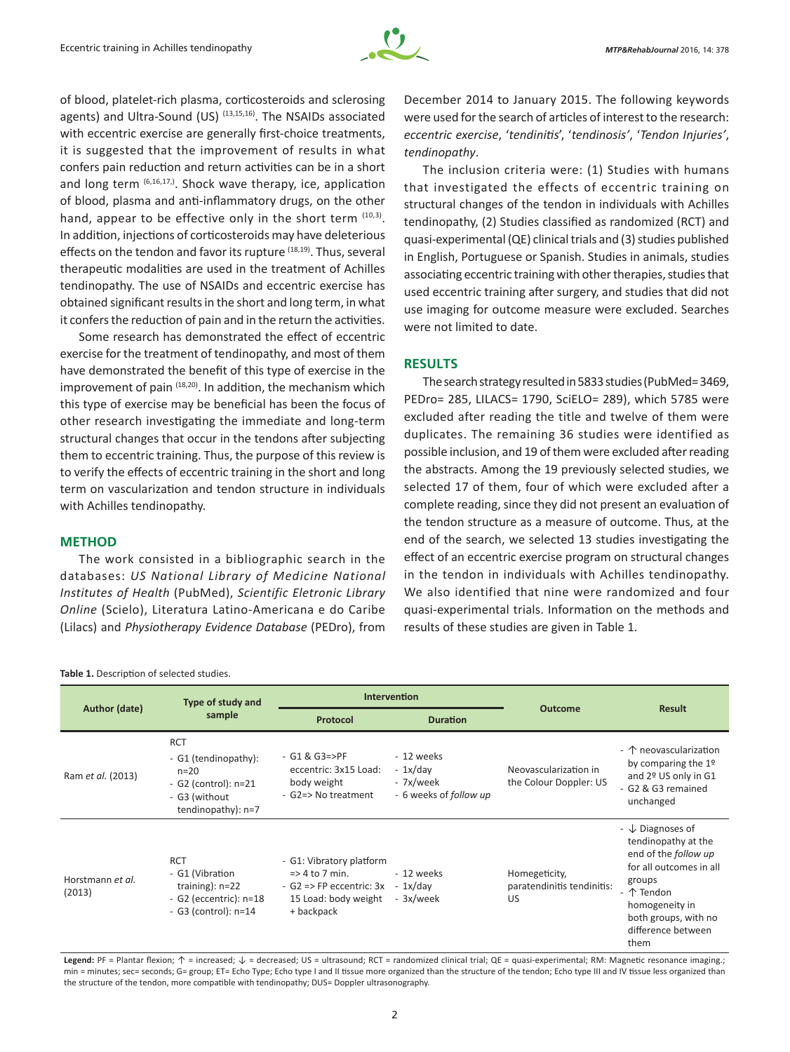of blood, platelet-rich plasma, corticosteroids and sclerosing agents) and Ultra-Sound (US) [13,15,16]. The NSAIDs associated with eccentric exercise are generally first-choice treatments, it is suggested that the improvement of results in what confers pain reduction and return activities can be in a short and long term [6,16,17,]. Shock wave therapy, ice, application of blood, plasma and anti-inflammatory drugs, on the other hand, appear to be effective only in the short term [10,3]. In addition, injections of corticosteroids may have deleterious effects on the tendon and favor its rupture [18,19]. Thus, several therapeutic modalities are used in the treatment of Achilles tendinopathy. The use of NSAIDs and eccentric exercise has obtained significant results in the short and long term, in what it confers the reduction of pain and in the return the activities.

Some research has demonstrated the effect of eccentric exercise for the treatment of tendinopathy, and most of them have demonstrated the benefit of this type of exercise in the improvement of pain [18,20]. In addition, the mechanism which this type of exercise may be beneficial has been the focus of other research investigating the immediate and long-term structural changes that occur in the tendons after subjecting them to eccentric training. Thus, the purpose of this review is to verify the effects of eccentric training in the short and long term on vascularization and tendon structure in individuals with Achilles tendinopathy.

## METHOD

The work consisted in a bibliographic search in the databases: *US National Library of Medicine National Institutes of Health* (PubMed), *Scientific Eletronic Library Online* (Scielo), Literatura Latino-Americana e do Caribe (Lilacs) and *Physiotherapy Evidence Database* (PEDro), from December 2014 to January 2015. The following keywords were used for the search of articles of interest to the research: *eccentric exercise*, '*tendinitis*', '*tendinosis*', '*Tendon Injuries*', *tendinopathy*.

The inclusion criteria were: (1) Studies with humans that investigated the effects of eccentric training on structural changes of the tendon in individuals with Achilles tendinopathy, (2) Studies classified as randomized (RCT) and quasi-experimental (QE) clinical trials and (3) studies published in English, Portuguese or Spanish. Studies in animals, studies associating eccentric training with other therapies, studies that used eccentric training after surgery, and studies that did not use imaging for outcome measure were excluded. Searches were not limited to date.

## RESULTS

The search strategy resulted in 5833 studies (PubMed= 3469, PEDro= 285, LILACS= 1790, SciELO= 289), which 5785 were excluded after reading the title and twelve of them were duplicates. The remaining 36 studies were identified as possible inclusion, and 19 of them were excluded after reading the abstracts. Among the 19 previously selected studies, we selected 17 of them, four of which were excluded after a complete reading, since they did not present an evaluation of the tendon structure as a measure of outcome. Thus, at the end of the search, we selected 13 studies investigating the effect of an eccentric exercise program on structural changes in the tendon in individuals with Achilles tendinopathy. We also identified that nine were randomized and four quasi-experimental trials. Information on the methods and results of these studies are given in Table 1.

**Table 1.** Description of selected studies.

| Author (date) | Type of study and sample | Intervention | | Outcome | Result |
|---|---|---|---|---|---|
| | | Protocol | Duration | | |
| Ram *et al.* (2013) | RCT<br>- G1 (tendinopathy): n=20<br>- G2 (control): n=21<br>- G3 (without tendinopathy): n=7 | - G1 & G3=>PF eccentric: 3x15 Load: body weight<br>- G2=> No treatment | - 12 weeks<br>- 1x/day<br>- 7x/week<br>- 6 weeks of *follow up* | Neovascularization in the Colour Doppler: US | - ↑ neovascularization by comparing the 1º and 2º US only in G1<br>- G2 & G3 remained unchanged |
| Horstmann *et al.* (2013) | RCT<br>- G1 (Vibration training): n=22<br>- G2 (eccentric): n=18<br>- G3 (control): n=14 | - G1: Vibratory platform => 4 to 7 min.<br>- G2 => FP eccentric: 3x 15 Load: body weight + backpack | - 12 weeks<br>- 1x/day<br>- 3x/week | Homegeticity, paratendinitis tendinitis: US | - ↓ Diagnoses of tendinopathy at the end of the *follow up* for all outcomes in all groups<br>- ↑ Tendon homogeneity in both groups, with no difference between them |

**Legend:** PF = Plantar flexion; ↑ = increased; ↓ = decreased; US = ultrasound; RCT = randomized clinical trial; QE = quasi-experimental; RM: Magnetic resonance imaging.; min = minutes; sec= seconds; G= group; ET= Echo Type; Echo type I and II tissue more organized than the structure of the tendon; Echo type III and IV tissue less organized than the structure of the tendon, more compatible with tendinopathy; DUS= Doppler ultrasonography.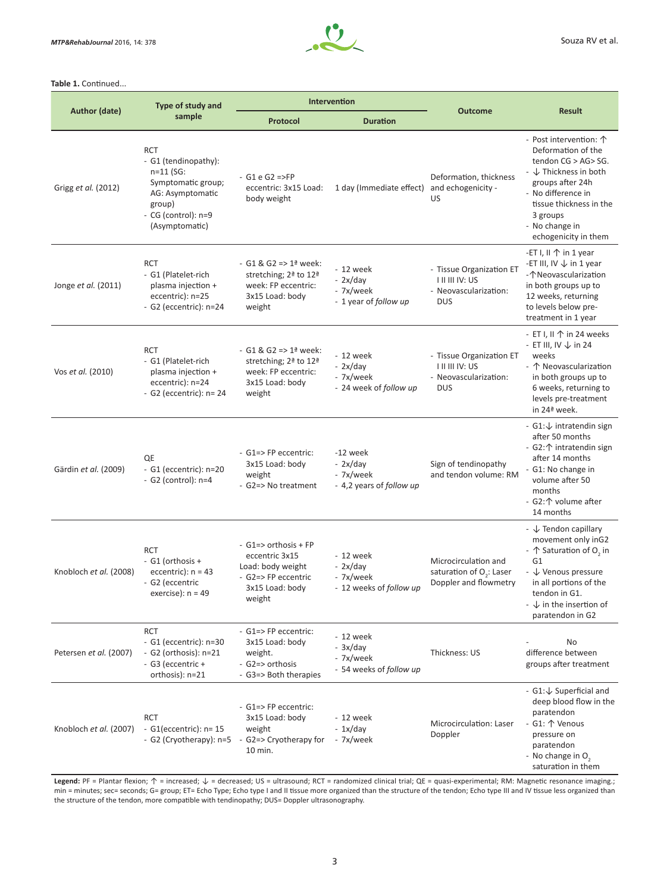**Table 1.** Continued...

| Author (date) | Type of study and sample | Intervention | | Outcome | Result |
|---|---|---|---|---|---|
| | | Protocol | Duration | | |
| Grigg *et al.* (2012) | RCT<br>- G1 (tendinopathy): n=11 (SG: Symptomatic group; AG: Asymptomatic group)<br>- CG (control): n=9 (Asymptomatic) | - G1 e G2 =>FP eccentric: 3x15 Load: body weight | 1 day (Immediate effect) | Deformation, thickness and echogenicity - US | - Post intervention: ↑ Deformation of the tendon CG > AG> SG.<br>- ↓ Thickness in both groups after 24h<br>- No difference in tissue thickness in the 3 groups<br>- No change in echogenicity in them |
| Jonge *et al.* (2011) | RCT<br>- G1 (Platelet-rich plasma injection + eccentric): n=25<br>- G2 (eccentric): n=24 | - G1 & G2 => 1ª week: stretching; 2ª to 12ª week: FP eccentric: 3x15 Load: body weight | - 12 week<br>- 2x/day<br>- 7x/week<br>- 1 year of *follow up* | - Tissue Organization ET I II III IV: US<br>- Neovascularization: DUS | -ET I, II ↑ in 1 year<br>-ET III, IV ↓ in 1 year<br>-↑Neovascularization in both groups up to 12 weeks, returning to levels below pre-treatment in 1 year |
| Vos *et al.* (2010) | RCT<br>- G1 (Platelet-rich plasma injection + eccentric): n=24<br>- G2 (eccentric): n= 24 | - G1 & G2 => 1ª week: stretching; 2ª to 12ª week: FP eccentric: 3x15 Load: body weight | - 12 week<br>- 2x/day<br>- 7x/week<br>- 24 week of *follow up* | - Tissue Organization ET I II III IV: US<br>- Neovascularization: DUS | - ET I, II ↑ in 24 weeks<br>- ET III, IV ↓ in 24 weeks<br>- ↑ Neovascularization in both groups up to 6 weeks, returning to levels pre-treatment in 24ª week. |
| Gärdin *et al.* (2009) | QE<br>- G1 (eccentric): n=20<br>- G2 (control): n=4 | - G1=> FP eccentric: 3x15 Load: body weight<br>- G2=> No treatment | -12 week<br>- 2x/day<br>- 7x/week<br>- 4,2 years of *follow up* | Sign of tendinopathy and tendon volume: RM | - G1:↓ intratendin sign after 50 months<br>- G2:↑ intratendin sign after 14 months<br>- G1: No change in volume after 50 months<br>- G2:↑ volume after 14 months |
| Knobloch *et al.* (2008) | RCT<br>- G1 (orthosis + eccentric): n = 43<br>- G2 (eccentric exercise): n = 49 | - G1=> orthosis + FP eccentric 3x15 Load: body weight<br>- G2=> FP eccentric 3x15 Load: body weight | - 12 week<br>- 2x/day<br>- 7x/week<br>- 12 weeks of *follow up* | Microcirculation and saturation of $O_2$: Laser Doppler and flowmetry | - ↓ Tendon capillary movement only inG2<br>- ↑ Saturation of $O_2$ in G1<br>- ↓ Venous pressure in all portions of the tendon in G1.<br>- ↓ in the insertion of paratendon in G2 |
| Petersen *et al.* (2007) | RCT<br>- G1 (eccentric): n=30<br>- G2 (orthosis): n=21<br>- G3 (eccentric + orthosis): n=21 | - G1=> FP eccentric: 3x15 Load: body weight.<br>- G2=> orthosis<br>- G3=> Both therapies | - 12 week<br>- 3x/day<br>- 7x/week<br>- 54 weeks of *follow up* | Thickness: US | - No difference between groups after treatment |
| Knobloch *et al.* (2007) | RCT<br>- G1(eccentric): n= 15<br>- G2 (Cryotherapy): n=5 | - G1=> FP eccentric: 3x15 Load: body weight<br>- G2=> Cryotherapy for 10 min. | - 12 week<br>- 1x/day<br>- 7x/week | Microcirculation: Laser Doppler | - G1:↓ Superficial and deep blood flow in the paratendon<br>- G1: ↑ Venous pressure on paratendon<br>- No change in $O_2$ saturation in them |

**Legend:** PF = Plantar flexion; ↑ = increased; ↓ = decreased; US = ultrasound; RCT = randomized clinical trial; QE = quasi-experimental; RM: Magnetic resonance imaging.; min = minutes; sec= seconds; G= group; ET= Echo Type; Echo type I and II tissue more organized than the structure of the tendon; Echo type III and IV tissue less organized than the structure of the tendon, more compatible with tendinopathy; DUS= Doppler ultrasonography.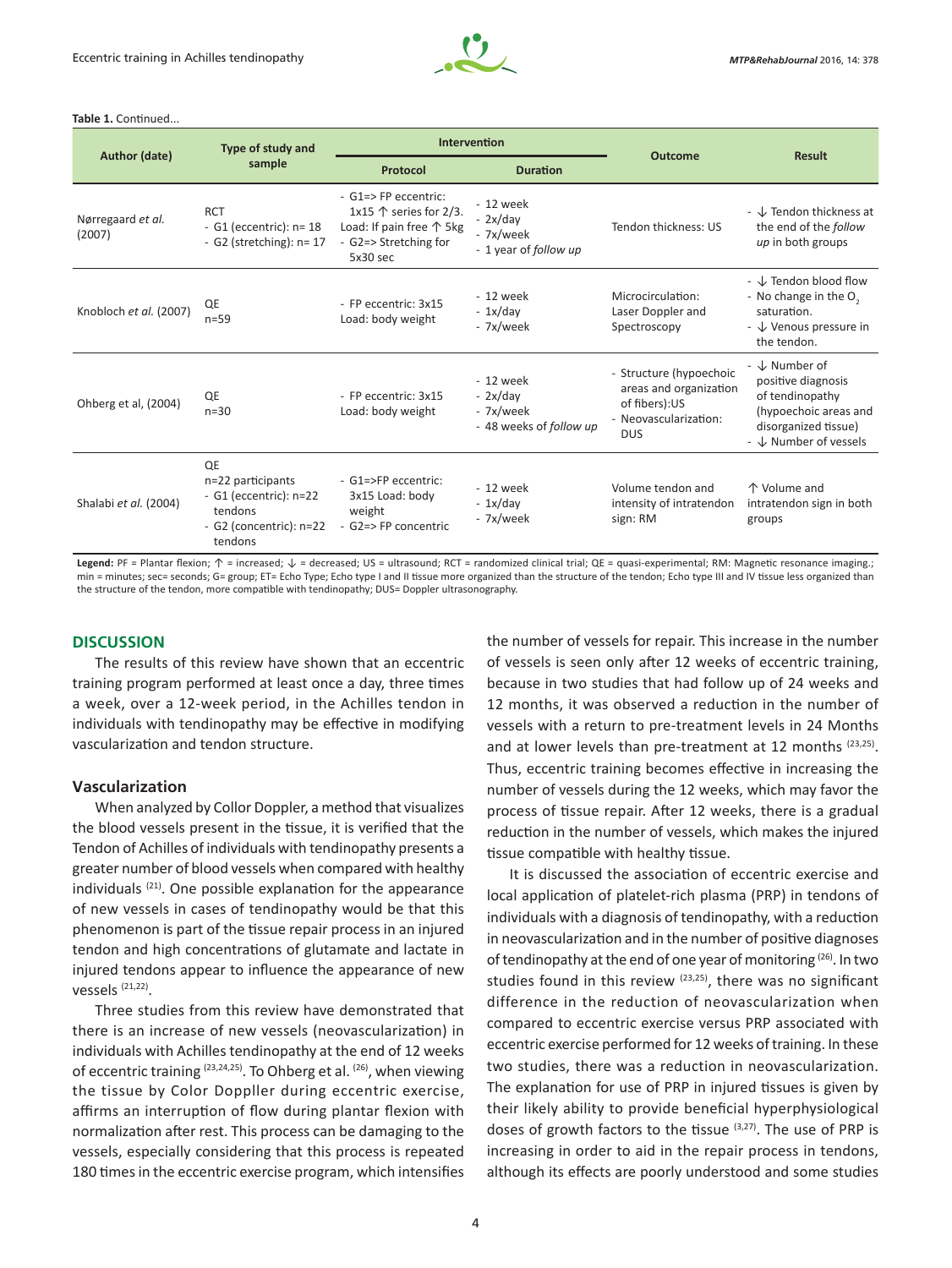**Table 1.** Continued...

| Author (date) | Type of study and sample | Intervention | | Outcome | Result |
|---|---|---|---|---|---|
| | | Protocol | Duration | | |
| Nørregaard *et al.* (2007) | RCT<br>- G1 (eccentric): n= 18<br>- G2 (stretching): n= 17 | - G1=> FP eccentric: 1x15 ↑ series for 2/3. Load: If pain free ↑ 5kg<br>- G2=> Stretching for 5x30 sec | - 12 week<br>- 2x/day<br>- 7x/week<br>- 1 year of *follow up* | Tendon thickness: US | - ↓ Tendon thickness at the end of the *follow up* in both groups |
| Knobloch *et al.* (2007) | QE<br>n=59 | - FP eccentric: 3x15 Load: body weight | - 12 week<br>- 1x/day<br>- 7x/week | Microcirculation: Laser Doppler and Spectroscopy | - ↓ Tendon blood flow<br>- No change in the $O_2$ saturation.<br>- ↓ Venous pressure in the tendon. |
| Ohberg et al, (2004) | QE<br>n=30 | - FP eccentric: 3x15 Load: body weight | - 12 week<br>- 2x/day<br>- 7x/week<br>- 48 weeks of *follow up* | - Structure (hypoechoic areas and organization of fibers):US<br>- Neovascularization: DUS | - ↓ Number of positive diagnosis of tendinopathy (hypoechoic areas and disorganized tissue)<br>- ↓ Number of vessels |
| Shalabi *et al.* (2004) | QE<br>n=22 participants<br>- G1 (eccentric): n=22 tendons<br>- G2 (concentric): n=22 tendons | - G1=>FP eccentric: 3x15 Load: body weight<br>- G2=> FP concentric | - 12 week<br>- 1x/day<br>- 7x/week | Volume tendon and intensity of intratendon sign: RM | ↑ Volume and intratendon sign in both groups |

**Legend:** PF = Plantar flexion; ↑ = increased; ↓ = decreased; US = ultrasound; RCT = randomized clinical trial; QE = quasi-experimental; RM: Magnetic resonance imaging.; min = minutes; sec= seconds; G= group; ET= Echo Type; Echo type I and II tissue more organized than the structure of the tendon; Echo type III and IV tissue less organized than the structure of the tendon, more compatible with tendinopathy; DUS= Doppler ultrasonography.

## DISCUSSION

The results of this review have shown that an eccentric training program performed at least once a day, three times a week, over a 12-week period, in the Achilles tendon in individuals with tendinopathy may be effective in modifying vascularization and tendon structure.

### Vascularization

When analyzed by Collor Doppler, a method that visualizes the blood vessels present in the tissue, it is verified that the Tendon of Achilles of individuals with tendinopathy presents a greater number of blood vessels when compared with healthy individuals [21]. One possible explanation for the appearance of new vessels in cases of tendinopathy would be that this phenomenon is part of the tissue repair process in an injured tendon and high concentrations of glutamate and lactate in injured tendons appear to influence the appearance of new vessels [21,22].

Three studies from this review have demonstrated that there is an increase of new vessels (neovascularization) in individuals with Achilles tendinopathy at the end of 12 weeks of eccentric training [23,24,25]. To Ohberg et al. [26], when viewing the tissue by Color Doppller during eccentric exercise, affirms an interruption of flow during plantar flexion with normalization after rest. This process can be damaging to the vessels, especially considering that this process is repeated 180 times in the eccentric exercise program, which intensifies the number of vessels for repair. This increase in the number of vessels is seen only after 12 weeks of eccentric training, because in two studies that had follow up of 24 weeks and 12 months, it was observed a reduction in the number of vessels with a return to pre-treatment levels in 24 Months and at lower levels than pre-treatment at 12 months [23,25]. Thus, eccentric training becomes effective in increasing the number of vessels during the 12 weeks, which may favor the process of tissue repair. After 12 weeks, there is a gradual reduction in the number of vessels, which makes the injured tissue compatible with healthy tissue.

It is discussed the association of eccentric exercise and local application of platelet-rich plasma (PRP) in tendons of individuals with a diagnosis of tendinopathy, with a reduction in neovascularization and in the number of positive diagnoses of tendinopathy at the end of one year of monitoring [26]. In two studies found in this review [23,25], there was no significant difference in the reduction of neovascularization when compared to eccentric exercise versus PRP associated with eccentric exercise performed for 12 weeks of training. In these two studies, there was a reduction in neovascularization. The explanation for use of PRP in injured tissues is given by their likely ability to provide beneficial hyperphysiological doses of growth factors to the tissue [3,27]. The use of PRP is increasing in order to aid in the repair process in tendons, although its effects are poorly understood and some studies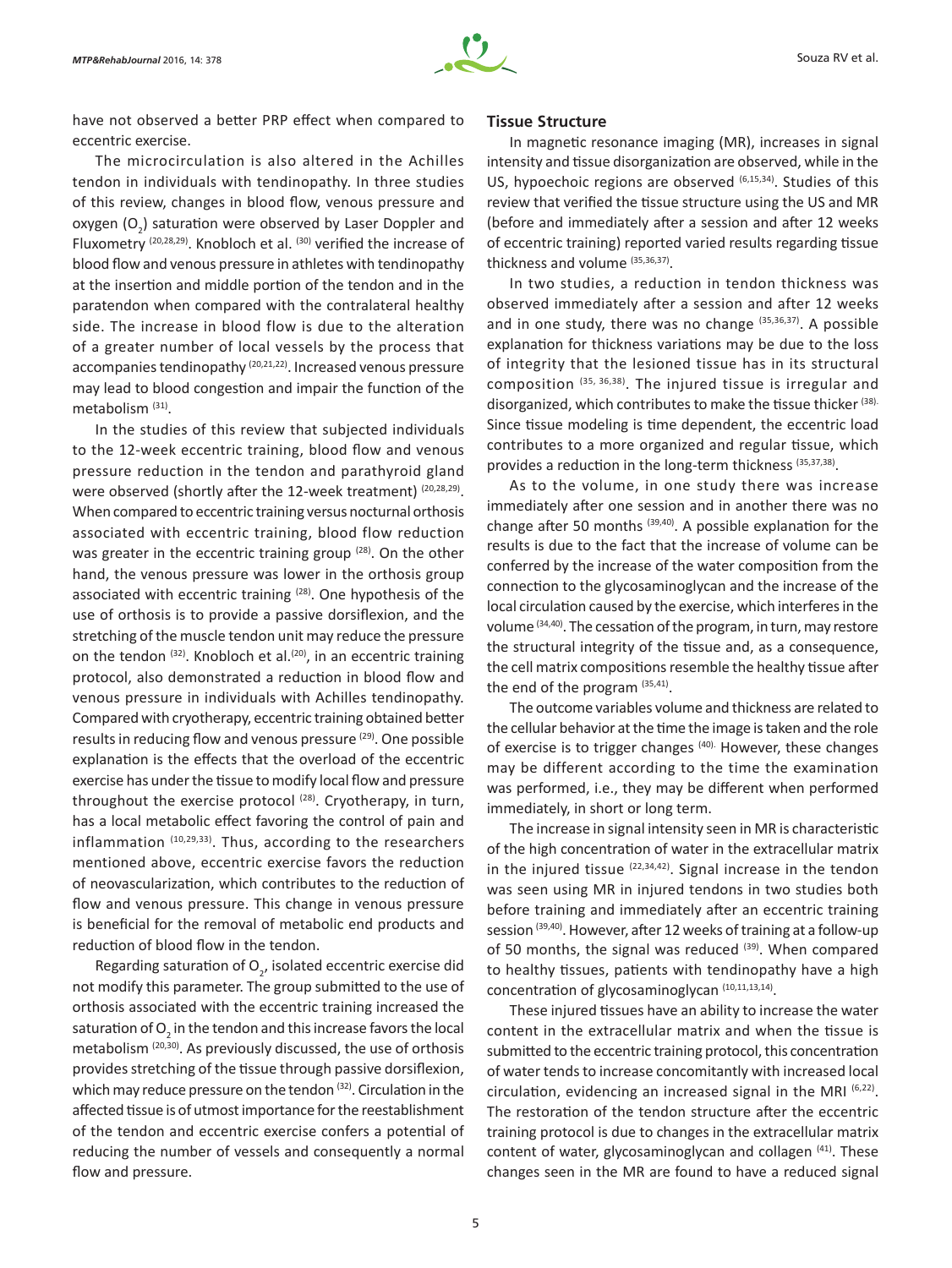have not observed a better PRP effect when compared to eccentric exercise.

The microcirculation is also altered in the Achilles tendon in individuals with tendinopathy. In three studies of this review, changes in blood flow, venous pressure and oxygen ($O_2$) saturation were observed by Laser Doppler and Fluxometry [20,28,29]. Knobloch et al. [30] verified the increase of blood flow and venous pressure in athletes with tendinopathy at the insertion and middle portion of the tendon and in the paratendon when compared with the contralateral healthy side. The increase in blood flow is due to the alteration of a greater number of local vessels by the process that accompanies tendinopathy [20,21,22]. Increased venous pressure may lead to blood congestion and impair the function of the metabolism [31].

In the studies of this review that subjected individuals to the 12-week eccentric training, blood flow and venous pressure reduction in the tendon and parathyroid gland were observed (shortly after the 12-week treatment) [20,28,29]. When compared to eccentric training versus nocturnal orthosis associated with eccentric training, blood flow reduction was greater in the eccentric training group [28]. On the other hand, the venous pressure was lower in the orthosis group associated with eccentric training [28]. One hypothesis of the use of orthosis is to provide a passive dorsiflexion, and the stretching of the muscle tendon unit may reduce the pressure on the tendon [32]. Knobloch et al.[20], in an eccentric training protocol, also demonstrated a reduction in blood flow and venous pressure in individuals with Achilles tendinopathy. Compared with cryotherapy, eccentric training obtained better results in reducing flow and venous pressure [29]. One possible explanation is the effects that the overload of the eccentric exercise has under the tissue to modify local flow and pressure throughout the exercise protocol [28]. Cryotherapy, in turn, has a local metabolic effect favoring the control of pain and inflammation [10,29,33]. Thus, according to the researchers mentioned above, eccentric exercise favors the reduction of neovascularization, which contributes to the reduction of flow and venous pressure. This change in venous pressure is beneficial for the removal of metabolic end products and reduction of blood flow in the tendon.

Regarding saturation of $O_2$, isolated eccentric exercise did not modify this parameter. The group submitted to the use of orthosis associated with the eccentric training increased the saturation of $O_2$ in the tendon and this increase favors the local metabolism [20,30]. As previously discussed, the use of orthosis provides stretching of the tissue through passive dorsiflexion, which may reduce pressure on the tendon [32]. Circulation in the affected tissue is of utmost importance for the reestablishment of the tendon and eccentric exercise confers a potential of reducing the number of vessels and consequently a normal flow and pressure.

### Tissue Structure

In magnetic resonance imaging (MR), increases in signal intensity and tissue disorganization are observed, while in the US, hypoechoic regions are observed [6,15,34]. Studies of this review that verified the tissue structure using the US and MR (before and immediately after a session and after 12 weeks of eccentric training) reported varied results regarding tissue thickness and volume [35,36,37].

In two studies, a reduction in tendon thickness was observed immediately after a session and after 12 weeks and in one study, there was no change [35,36,37]. A possible explanation for thickness variations may be due to the loss of integrity that the lesioned tissue has in its structural composition [35, 36,38]. The injured tissue is irregular and disorganized, which contributes to make the tissue thicker [38]. Since tissue modeling is time dependent, the eccentric load contributes to a more organized and regular tissue, which provides a reduction in the long-term thickness [35,37,38].

As to the volume, in one study there was increase immediately after one session and in another there was no change after 50 months [39,40]. A possible explanation for the results is due to the fact that the increase of volume can be conferred by the increase of the water composition from the connection to the glycosaminoglycan and the increase of the local circulation caused by the exercise, which interferes in the volume [34,40]. The cessation of the program, in turn, may restore the structural integrity of the tissue and, as a consequence, the cell matrix compositions resemble the healthy tissue after the end of the program [35,41].

The outcome variables volume and thickness are related to the cellular behavior at the time the image is taken and the role of exercise is to trigger changes [40]. However, these changes may be different according to the time the examination was performed, i.e., they may be different when performed immediately, in short or long term.

The increase in signal intensity seen in MR is characteristic of the high concentration of water in the extracellular matrix in the injured tissue [22,34,42]. Signal increase in the tendon was seen using MR in injured tendons in two studies both before training and immediately after an eccentric training session [39,40]. However, after 12 weeks of training at a follow-up of 50 months, the signal was reduced [39]. When compared to healthy tissues, patients with tendinopathy have a high concentration of glycosaminoglycan [10,11,13,14].

These injured tissues have an ability to increase the water content in the extracellular matrix and when the tissue is submitted to the eccentric training protocol, this concentration of water tends to increase concomitantly with increased local circulation, evidencing an increased signal in the MRI [6,22]. The restoration of the tendon structure after the eccentric training protocol is due to changes in the extracellular matrix content of water, glycosaminoglycan and collagen [41]. These changes seen in the MR are found to have a reduced signal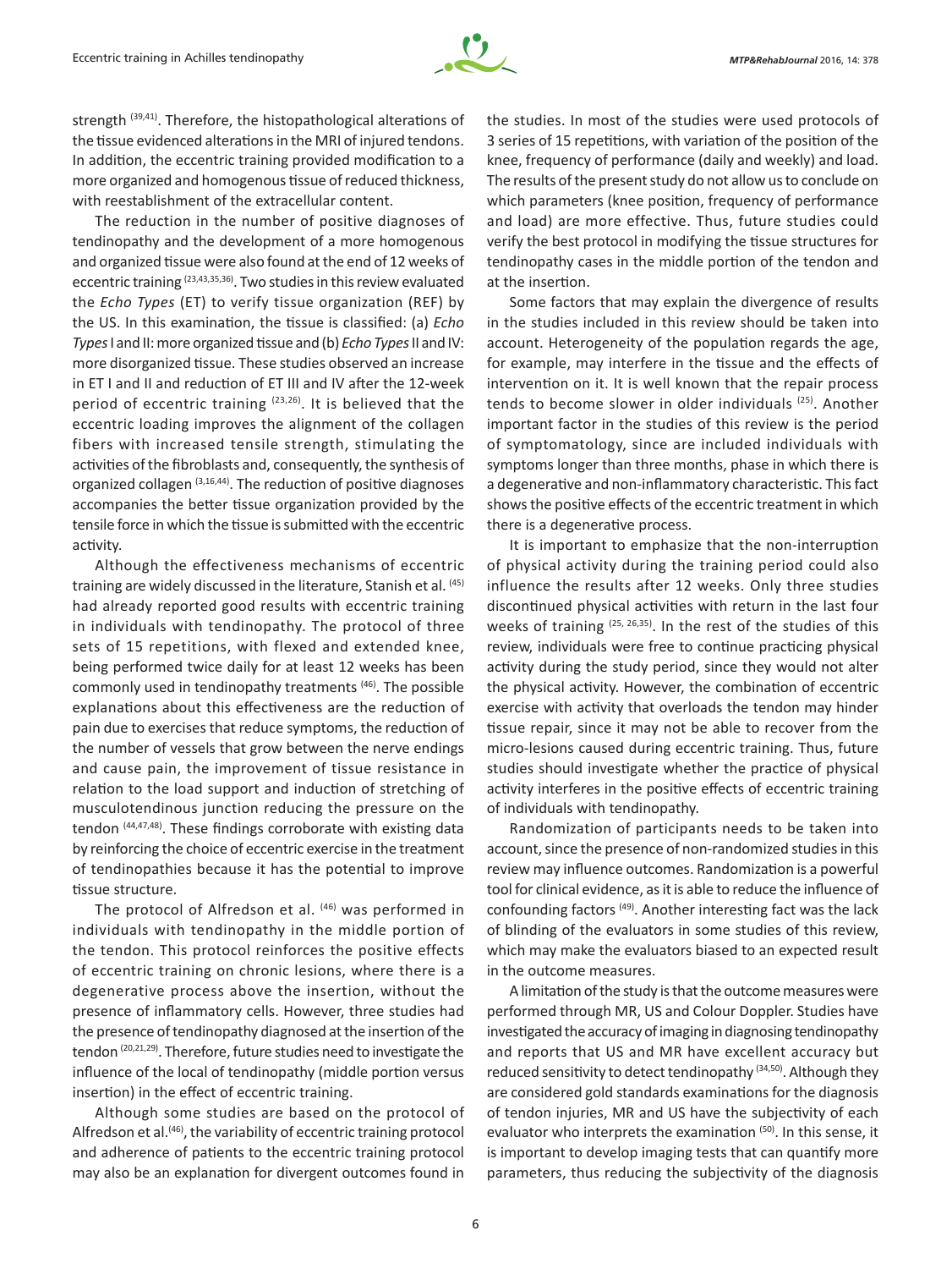strength [39,41]. Therefore, the histopathological alterations of the tissue evidenced alterations in the MRI of injured tendons. In addition, the eccentric training provided modification to a more organized and homogenous tissue of reduced thickness, with reestablishment of the extracellular content.

The reduction in the number of positive diagnoses of tendinopathy and the development of a more homogenous and organized tissue were also found at the end of 12 weeks of eccentric training [23,43,35,36]. Two studies in this review evaluated the *Echo Types* (ET) to verify tissue organization (REF) by the US. In this examination, the tissue is classified: (a) *Echo Types* I and II: more organized tissue and (b) *Echo Types* II and IV: more disorganized tissue. These studies observed an increase in ET I and II and reduction of ET III and IV after the 12-week period of eccentric training [23,26]. It is believed that the eccentric loading improves the alignment of the collagen fibers with increased tensile strength, stimulating the activities of the fibroblasts and, consequently, the synthesis of organized collagen [3,16,44]. The reduction of positive diagnoses accompanies the better tissue organization provided by the tensile force in which the tissue is submitted with the eccentric activity.

Although the effectiveness mechanisms of eccentric training are widely discussed in the literature, Stanish et al. [45] had already reported good results with eccentric training in individuals with tendinopathy. The protocol of three sets of 15 repetitions, with flexed and extended knee, being performed twice daily for at least 12 weeks has been commonly used in tendinopathy treatments [46]. The possible explanations about this effectiveness are the reduction of pain due to exercises that reduce symptoms, the reduction of the number of vessels that grow between the nerve endings and cause pain, the improvement of tissue resistance in relation to the load support and induction of stretching of musculotendinous junction reducing the pressure on the tendon [44,47,48]. These findings corroborate with existing data by reinforcing the choice of eccentric exercise in the treatment of tendinopathies because it has the potential to improve tissue structure.

The protocol of Alfredson et al. [46] was performed in individuals with tendinopathy in the middle portion of the tendon. This protocol reinforces the positive effects of eccentric training on chronic lesions, where there is a degenerative process above the insertion, without the presence of inflammatory cells. However, three studies had the presence of tendinopathy diagnosed at the insertion of the tendon [20,21,29]. Therefore, future studies need to investigate the influence of the local of tendinopathy (middle portion versus insertion) in the effect of eccentric training.

Although some studies are based on the protocol of Alfredson et al.[46], the variability of eccentric training protocol and adherence of patients to the eccentric training protocol may also be an explanation for divergent outcomes found in the studies. In most of the studies were used protocols of 3 series of 15 repetitions, with variation of the position of the knee, frequency of performance (daily and weekly) and load. The results of the present study do not allow us to conclude on which parameters (knee position, frequency of performance and load) are more effective. Thus, future studies could verify the best protocol in modifying the tissue structures for tendinopathy cases in the middle portion of the tendon and at the insertion.

Some factors that may explain the divergence of results in the studies included in this review should be taken into account. Heterogeneity of the population regards the age, for example, may interfere in the tissue and the effects of intervention on it. It is well known that the repair process tends to become slower in older individuals [25]. Another important factor in the studies of this review is the period of symptomatology, since are included individuals with symptoms longer than three months, phase in which there is a degenerative and non-inflammatory characteristic. This fact shows the positive effects of the eccentric treatment in which there is a degenerative process.

It is important to emphasize that the non-interruption of physical activity during the training period could also influence the results after 12 weeks. Only three studies discontinued physical activities with return in the last four weeks of training [25, 26,35]. In the rest of the studies of this review, individuals were free to continue practicing physical activity during the study period, since they would not alter the physical activity. However, the combination of eccentric exercise with activity that overloads the tendon may hinder tissue repair, since it may not be able to recover from the micro-lesions caused during eccentric training. Thus, future studies should investigate whether the practice of physical activity interferes in the positive effects of eccentric training of individuals with tendinopathy.

Randomization of participants needs to be taken into account, since the presence of non-randomized studies in this review may influence outcomes. Randomization is a powerful tool for clinical evidence, as it is able to reduce the influence of confounding factors [49]. Another interesting fact was the lack of blinding of the evaluators in some studies of this review, which may make the evaluators biased to an expected result in the outcome measures.

A limitation of the study is that the outcome measures were performed through MR, US and Colour Doppler. Studies have investigated the accuracy of imaging in diagnosing tendinopathy and reports that US and MR have excellent accuracy but reduced sensitivity to detect tendinopathy [34,50]. Although they are considered gold standards examinations for the diagnosis of tendon injuries, MR and US have the subjectivity of each evaluator who interprets the examination [50]. In this sense, it is important to develop imaging tests that can quantify more parameters, thus reducing the subjectivity of the diagnosis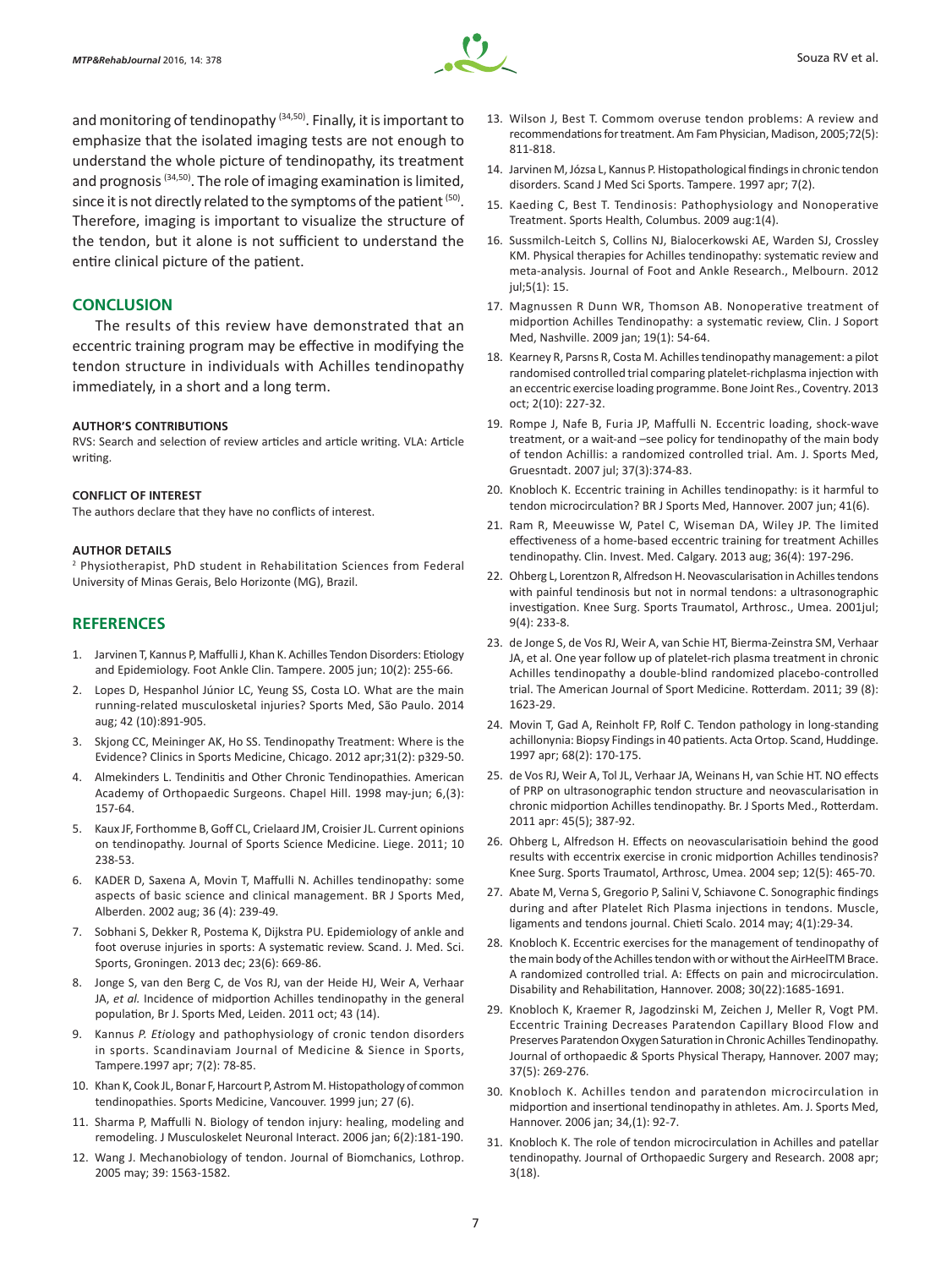and monitoring of tendinopathy [34,50]. Finally, it is important to emphasize that the isolated imaging tests are not enough to understand the whole picture of tendinopathy, its treatment and prognosis [34,50]. The role of imaging examination is limited, since it is not directly related to the symptoms of the patient [50]. Therefore, imaging is important to visualize the structure of the tendon, but it alone is not sufficient to understand the entire clinical picture of the patient.

## CONCLUSION

The results of this review have demonstrated that an eccentric training program may be effective in modifying the tendon structure in individuals with Achilles tendinopathy immediately, in a short and a long term.

#### AUTHOR'S CONTRIBUTIONS

RVS: Search and selection of review articles and article writing. VLA: Article writing.

#### CONFLICT OF INTEREST

The authors declare that they have no conflicts of interest.

#### AUTHOR DETAILS

[2] Physiotherapist, PhD student in Rehabilitation Sciences from Federal University of Minas Gerais, Belo Horizonte (MG), Brazil.

## REFERENCES

1. Jarvinen T, Kannus P, Maffulli J, Khan K. Achilles Tendon Disorders: Etiology and Epidemiology. Foot Ankle Clin. Tampere. 2005 jun; 10(2): 255-66.
2. Lopes D, Hespanhol Júnior LC, Yeung SS, Costa LO. What are the main running-related musculoskeletal injuries? Sports Med, São Paulo. 2014 aug; 42 (10):891-905.
3. Skjong CC, Meininger AK, Ho SS. Tendinopathy Treatment: Where is the Evidence? Clinics in Sports Medicine, Chicago. 2012 apr;31(2): p329-50.
4. Almekinders L. Tendinitis and Other Chronic Tendinopathies. American Academy of Orthopaedic Surgeons. Chapel Hill. 1998 may-jun; 6,(3): 157-64.
5. Kaux JF, Forthomme B, Goff CL, Crielaard JM, Croisier JL. Current opinions on tendinopathy. Journal of Sports Science Medicine. Liege. 2011; 10 238-53.
6. KADER D, Saxena A, Movin T, Maffulli N. Achilles tendinopathy: some aspects of basic science and clinical management. BR J Sports Med, Alberden. 2002 aug; 36 (4): 239-49.
7. Sobhani S, Dekker R, Postema K, Dijkstra PU. Epidemiology of ankle and foot overuse injuries in sports: A systematic review. Scand. J. Med. Sci. Sports, Groningen. 2013 dec; 23(6): 669-86.
8. Jonge S, van den Berg C, de Vos RJ, van der Heide HJ, Weir A, Verhaar JA, *et al.* Incidence of midportion Achilles tendinopathy in the general population, Br J Sports Med, Leiden. 2011 oct; 43 (14).
9. Kannus *P. Etio*logy and pathophysiology of cronic tendon disorders in sports. Scandinaviam Journal of Medicine & Sience in Sports, Tampere.1997 apr; 7(2): 78-85.
10. Khan K, Cook JL, Bonar F, Harcourt P, Astrom M. Histopathology of common tendinopathies. Sports Medicine, Vancouver. 1999 jun; 27 (6).
11. Sharma P, Maffulli N. Biology of tendon injury: healing, modeling and remodeling. J Musculoskelet Neuronal Interact. 2006 jan; 6(2):181-190.
12. Wang J. Mechanobiology of tendon. Journal of Biomchanics, Lothrop. 2005 may; 39: 1563-1582.
13. Wilson J, Best T. Commom overuse tendon problems: A review and recommendations for treatment. Am Fam Physician, Madison, 2005;72(5): 811-818.
14. Jarvinen M, Józsa L, Kannus P. Histopathological findings in chronic tendon disorders. Scand J Med Sci Sports. Tampere. 1997 apr; 7(2).
15. Kaeding C, Best T. Tendinosis: Pathophysiology and Nonoperative Treatment. Sports Health, Columbus. 2009 aug:1(4).
16. Sussmilch-Leitch S, Collins NJ, Bialocerkowski AE, Warden SJ, Crossley KM. Physical therapies for Achilles tendinopathy: systematic review and meta-analysis. Journal of Foot and Ankle Research., Melbourn. 2012 jul;5(1): 15.
17. Magnussen R Dunn WR, Thomson AB. Nonoperative treatment of midportion Achilles Tendinopathy: a systematic review, Clin. J Soport Med, Nashville. 2009 jan; 19(1): 54-64.
18. Kearney R, Parsns R, Costa M. Achilles tendinopathy management: a pilot randomised controlled trial comparing platelet-richplasma injection with an eccentric exercise loading programme. Bone Joint Res., Coventry. 2013 oct; 2(10): 227-32.
19. Rompe J, Nafe B, Furia JP, Maffulli N. Eccentric loading, shock-wave treatment, or a wait-and –see policy for tendinopathy of the main body of tendon Achillis: a randomized controlled trial. Am. J. Sports Med, Gruesntadt. 2007 jul; 37(3):374-83.
20. Knobloch K. Eccentric training in Achilles tendinopathy: is it harmful to tendon microcirculation? BR J Sports Med, Hannover. 2007 jun; 41(6).
21. Ram R, Meeuwisse W, Patel C, Wiseman DA, Wiley JP. The limited effectiveness of a home-based eccentric training for treatment Achilles tendinopathy. Clin. Invest. Med. Calgary. 2013 aug; 36(4): 197-296.
22. Ohberg L, Lorentzon R, Alfredson H. Neovascularisation in Achilles tendons with painful tendinosis but not in normal tendons: a ultrasonographic investigation. Knee Surg. Sports Traumatol, Arthrosc., Umea. 2001jul; 9(4): 233-8.
23. de Jonge S, de Vos RJ, Weir A, van Schie HT, Bierma-Zeinstra SM, Verhaar JA, et al. One year follow up of platelet-rich plasma treatment in chronic Achilles tendinopathy a double-blind randomized placebo-controlled trial. The American Journal of Sport Medicine. Rotterdam. 2011; 39 (8): 1623-29.
24. Movin T, Gad A, Reinholt FP, Rolf C. Tendon pathology in long-standing achillonynia: Biopsy Findings in 40 patients. Acta Ortop. Scand, Huddinge. 1997 apr; 68(2): 170-175.
25. de Vos RJ, Weir A, Tol JL, Verhaar JA, Weinans H, van Schie HT. NO effects of PRP on ultrasonographic tendon structure and neovascularisation in chronic midportion Achilles tendinopathy. Br. J Sports Med., Rotterdam. 2011 apr: 45(5); 387-92.
26. Ohberg L, Alfredson H. Effects on neovascularisatioin behind the good results with eccentrix exercise in cronic midportion Achilles tendinosis? Knee Surg. Sports Traumatol, Arthrosc, Umea. 2004 sep; 12(5): 465-70.
27. Abate M, Verna S, Gregorio P, Salini V, Schiavone C. Sonographic findings during and after Platelet Rich Plasma injections in tendons. Muscle, ligaments and tendons journal. Chieti Scalo. 2014 may; 4(1):29-34.
28. Knobloch K. Eccentric exercises for the management of tendinopathy of the main body of the Achilles tendon with or without the AirHeelTM Brace. A randomized controlled trial. A: Effects on pain and microcirculation. Disability and Rehabilitation, Hannover. 2008; 30(22):1685-1691.
29. Knobloch K, Kraemer R, Jagodzinski M, Zeichen J, Meller R, Vogt PM. Eccentric Training Decreases Paratendon Capillary Blood Flow and Preserves Paratendon Oxygen Saturation in Chronic Achilles Tendinopathy. Journal of orthopaedic & Sports Physical Therapy, Hannover. 2007 may; 37(5): 269-276.
30. Knobloch K. Achilles tendon and paratendon microcirculation in midportion and insertional tendinopathy in athletes. Am. J. Sports Med, Hannover. 2006 jan; 34,(1): 92-7.
31. Knobloch K. The role of tendon microcirculation in Achilles and patellar tendinopathy. Journal of Orthopaedic Surgery and Research. 2008 apr; 3(18).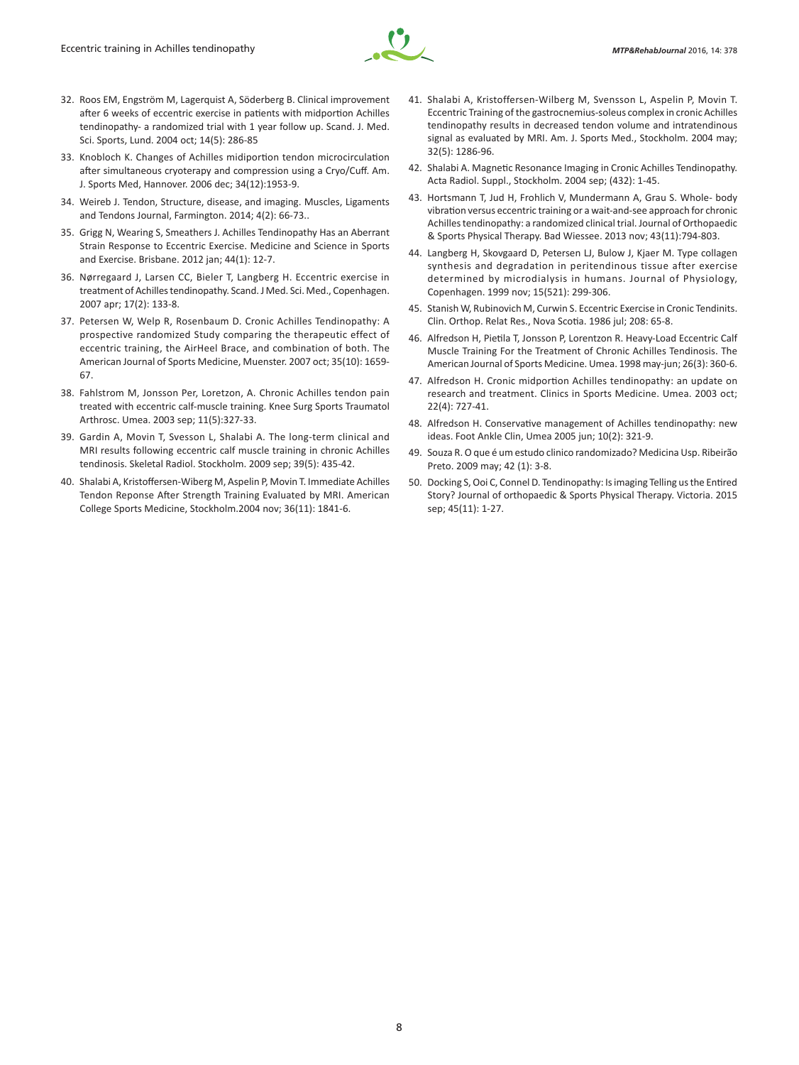32. Roos EM, Engström M, Lagerquist A, Söderberg B. Clinical improvement after 6 weeks of eccentric exercise in patients with midportion Achilles tendinopathy- a randomized trial with 1 year follow up. Scand. J. Med. Sci. Sports, Lund. 2004 oct; 14(5): 286-85
33. Knobloch K. Changes of Achilles midiportion tendon microcirculation after simultaneous cryoterapy and compression using a Cryo/Cuff. Am. J. Sports Med, Hannover. 2006 dec; 34(12):1953-9.
34. Weireb J. Tendon, Structure, disease, and imaging. Muscles, Ligaments and Tendons Journal, Farmington. 2014; 4(2): 66-73..
35. Grigg N, Wearing S, Smeathers J. Achilles Tendinopathy Has an Aberrant Strain Response to Eccentric Exercise. Medicine and Science in Sports and Exercise. Brisbane. 2012 jan; 44(1): 12-7.
36. Nørregaard J, Larsen CC, Bieler T, Langberg H. Eccentric exercise in treatment of Achilles tendinopathy. Scand. J Med. Sci. Med., Copenhagen. 2007 apr; 17(2): 133-8.
37. Petersen W, Welp R, Rosenbaum D. Cronic Achilles Tendinopathy: A prospective randomized Study comparing the therapeutic effect of eccentric training, the AirHeel Brace, and combination of both. The American Journal of Sports Medicine, Muenster. 2007 oct; 35(10): 1659-67.
38. Fahlstrom M, Jonsson Per, Loretzon, A. Chronic Achilles tendon pain treated with eccentric calf-muscle training. Knee Surg Sports Traumatol Arthrosc. Umea. 2003 sep; 11(5):327-33.
39. Gardin A, Movin T, Svesson L, Shalabi A. The long-term clinical and MRI results following eccentric calf muscle training in chronic Achilles tendinosis. Skeletal Radiol. Stockholm. 2009 sep; 39(5): 435-42.
40. Shalabi A, Kristoffersen-Wiberg M, Aspelin P, Movin T. Immediate Achilles Tendon Reponse After Strength Training Evaluated by MRI. American College Sports Medicine, Stockholm.2004 nov; 36(11): 1841-6.
41. Shalabi A, Kristoffersen-Wilberg M, Svensson L, Aspelin P, Movin T. Eccentric Training of the gastrocnemius-soleus complex in cronic Achilles tendinopathy results in decreased tendon volume and intratendinous signal as evaluated by MRI. Am. J. Sports Med., Stockholm. 2004 may; 32(5): 1286-96.
42. Shalabi A. Magnetic Resonance Imaging in Cronic Achilles Tendinopathy. Acta Radiol. Suppl., Stockholm. 2004 sep; (432): 1-45.
43. Hortsmann T, Jud H, Frohlich V, Mundermann A, Grau S. Whole- body vibration versus eccentric training or a wait-and-see approach for chronic Achilles tendinopathy: a randomized clinical trial. Journal of Orthopaedic & Sports Physical Therapy. Bad Wiessee. 2013 nov; 43(11):794-803.
44. Langberg H, Skovgaard D, Petersen LJ, Bulow J, Kjaer M. Type collagen synthesis and degradation in peritendinous tissue after exercise determined by microdialysis in humans. Journal of Physiology, Copenhagen. 1999 nov; 15(521): 299-306.
45. Stanish W, Rubinovich M, Curwin S. Eccentric Exercise in Cronic Tendinits. Clin. Orthop. Relat Res., Nova Scotia. 1986 jul; 208: 65-8.
46. Alfredson H, Pietila T, Jonsson P, Lorentzon R. Heavy-Load Eccentric Calf Muscle Training For the Treatment of Chronic Achilles Tendinosis. The American Journal of Sports Medicine. Umea. 1998 may-jun; 26(3): 360-6.
47. Alfredson H. Cronic midportion Achilles tendinopathy: an update on research and treatment. Clinics in Sports Medicine. Umea. 2003 oct; 22(4): 727-41.
48. Alfredson H. Conservative management of Achilles tendinopathy: new ideas. Foot Ankle Clin, Umea 2005 jun; 10(2): 321-9.
49. Souza R. O que é um estudo clinico randomizado? Medicina Usp. Ribeirão Preto. 2009 may; 42 (1): 3-8.
50. Docking S, Ooi C, Connel D. Tendinopathy: Is imaging Telling us the Entired Story? Journal of orthopaedic & Sports Physical Therapy. Victoria. 2015 sep; 45(11): 1-27.